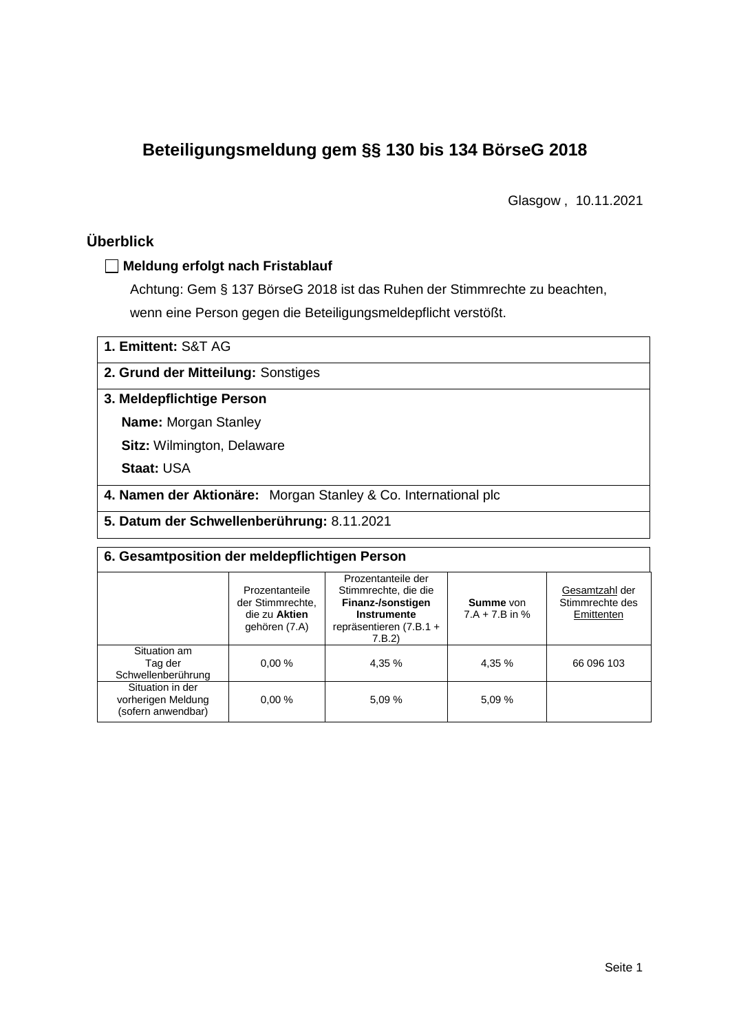# Beteiligungsmeldung gem §§ 130 bis 134 BörseG 2018

Glasgow , 10.11.2021

## Überblick

☐ **Meldung erfolgt nach Fristablauf**

Achtung: Gem § 137 BörseG 2018 ist das Ruhen der Stimmrechte zu beachten, wenn eine Person gegen die Beteiligungsmeldepflicht verstößt.

**1. Emittent:** S&T AG

**2. Grund der Mitteilung:** Sonstiges

**3. Meldepflichtige Person**

**Name:** Morgan Stanley

**Sitz:** Wilmington, Delaware

**Staat:** USA

**4. Namen der Aktionäre:** Morgan Stanley & Co. International plc

**5. Datum der Schwellenberührung:** 8.11.2021

**6. Gesamtposition der meldepflichtigen Person**

| | Prozentanteile der Stimmrechte, die zu **Aktien** gehören (7.A) | Prozentanteile der Stimmrechte, die die **Finanz-/sonstigen Instrumente** repräsentieren (7.B.1 + 7.B.2) | **Summe** von 7.A + 7.B in % | Gesamtzahl der Stimmrechte des Emittenten |
|---|---|---|---|---|
| Situation am Tag der Schwellenberührung | 0,00 % | 4,35 % | 4,35 % | 66 096 103 |
| Situation in der vorherigen Meldung (sofern anwendbar) | 0,00 % | 5,09 % | 5,09 % | |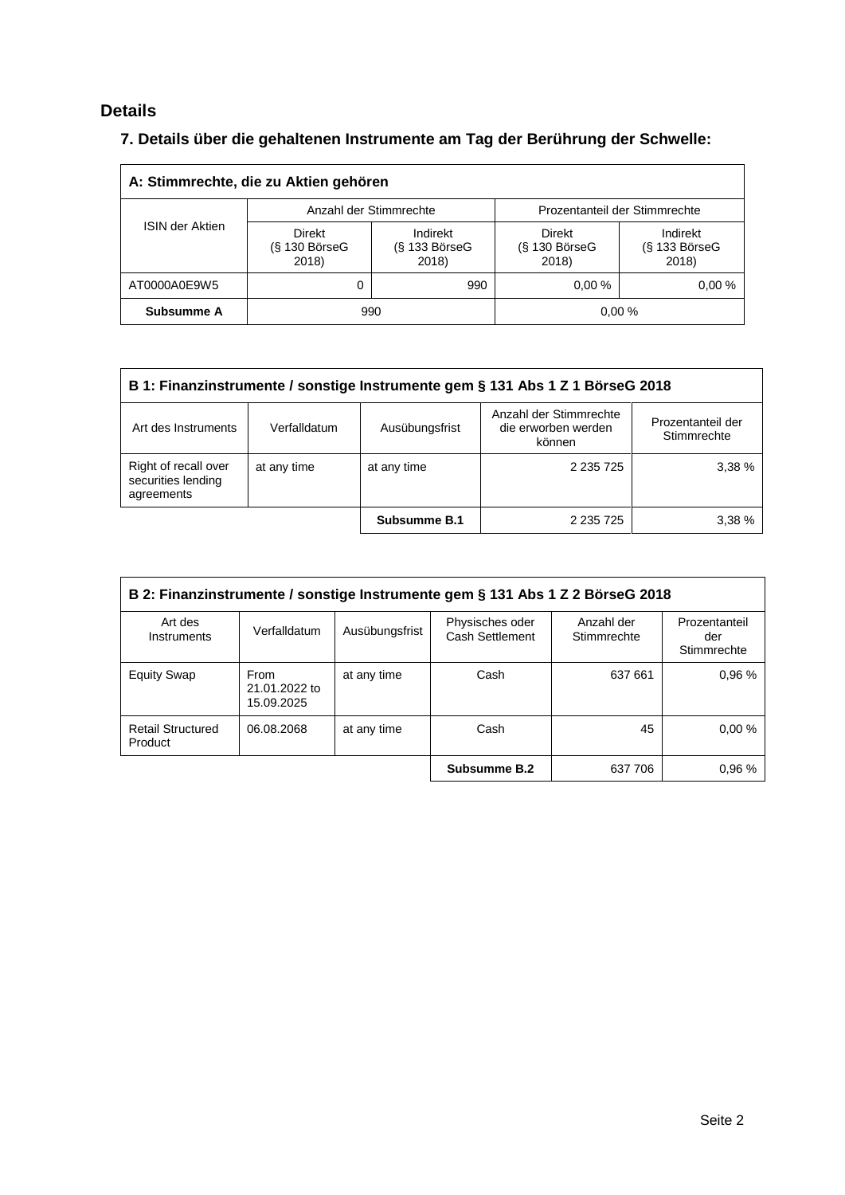## Details

### 7. Details über die gehaltenen Instrumente am Tag der Berührung der Schwelle:

| A: Stimmrechte, die zu Aktien gehören | | | | |
|---|---|---|---|---|
| ISIN der Aktien | Anzahl der Stimmrechte | | Prozentanteil der Stimmrechte | |
| | Direkt (§ 130 BörseG 2018) | Indirekt (§ 133 BörseG 2018) | Direkt (§ 130 BörseG 2018) | Indirekt (§ 133 BörseG 2018) |
| AT0000A0E9W5 | 0 | 990 | 0,00 % | 0,00 % |
| **Subsumme A** | 990 | | 0,00 % | |

| B 1: Finanzinstrumente / sonstige Instrumente gem § 131 Abs 1 Z 1 BörseG 2018 | | | | |
|---|---|---|---|---|
| Art des Instruments | Verfalldatum | Ausübungsfrist | Anzahl der Stimmrechte die erworben werden können | Prozentanteil der Stimmrechte |
| Right of recall over securities lending agreements | at any time | at any time | 2 235 725 | 3,38 % |
| | | **Subsumme B.1** | 2 235 725 | 3,38 % |

| B 2: Finanzinstrumente / sonstige Instrumente gem § 131 Abs 1 Z 2 BörseG 2018 | | | | | |
|---|---|---|---|---|---|
| Art des Instruments | Verfalldatum | Ausübungsfrist | Physisches oder Cash Settlement | Anzahl der Stimmrechte | Prozentanteil der Stimmrechte |
| Equity Swap | From 21.01.2022 to 15.09.2025 | at any time | Cash | 637 661 | 0,96 % |
| Retail Structured Product | 06.08.2068 | at any time | Cash | 45 | 0,00 % |
| | | | **Subsumme B.2** | 637 706 | 0,96 % |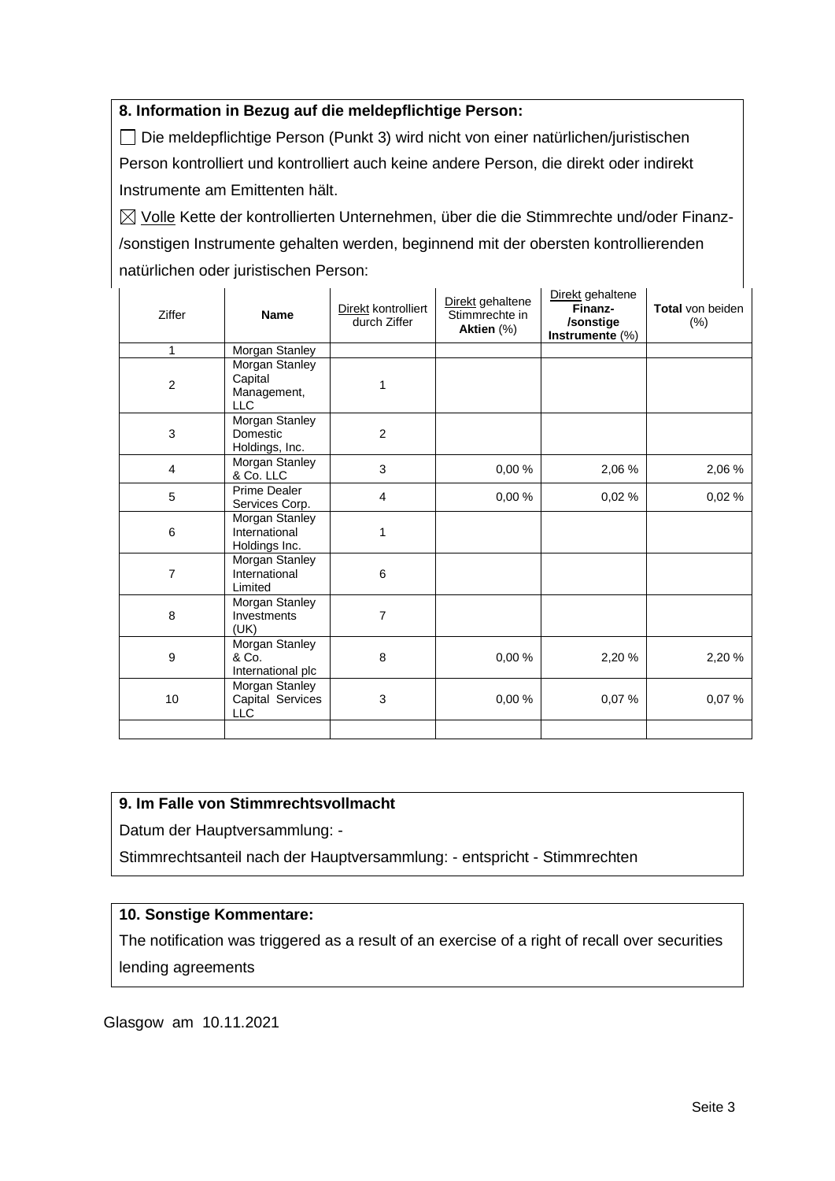**8. Information in Bezug auf die meldepflichtige Person:**

☐ Die meldepflichtige Person (Punkt 3) wird nicht von einer natürlichen/juristischen Person kontrolliert und kontrolliert auch keine andere Person, die direkt oder indirekt Instrumente am Emittenten hält.

☒ Volle Kette der kontrollierten Unternehmen, über die die Stimmrechte und/oder Finanz-/sonstigen Instrumente gehalten werden, beginnend mit der obersten kontrollierenden natürlichen oder juristischen Person:

| Ziffer | **Name** | Direkt kontrolliert durch Ziffer | Direkt gehaltene Stimmrechte in **Aktien** (%) | Direkt gehaltene **Finanz-/sonstige Instrumente** (%) | **Total** von beiden (%) |
|---|---|---|---|---|---|
| 1 | Morgan Stanley | | | | |
| 2 | Morgan Stanley Capital Management, LLC | 1 | | | |
| 3 | Morgan Stanley Domestic Holdings, Inc. | 2 | | | |
| 4 | Morgan Stanley & Co. LLC | 3 | 0,00 % | 2,06 % | 2,06 % |
| 5 | Prime Dealer Services Corp. | 4 | 0,00 % | 0,02 % | 0,02 % |
| 6 | Morgan Stanley International Holdings Inc. | 1 | | | |
| 7 | Morgan Stanley International Limited | 6 | | | |
| 8 | Morgan Stanley Investments (UK) | 7 | | | |
| 9 | Morgan Stanley & Co. International plc | 8 | 0,00 % | 2,20 % | 2,20 % |
| 10 | Morgan Stanley Capital Services LLC | 3 | 0,00 % | 0,07 % | 0,07 % |
| | | | | | |

**9. Im Falle von Stimmrechtsvollmacht**

Datum der Hauptversammlung: -

Stimmrechtsanteil nach der Hauptversammlung: - entspricht - Stimmrechten

**10. Sonstige Kommentare:**

The notification was triggered as a result of an exercise of a right of recall over securities lending agreements

Glasgow am 10.11.2021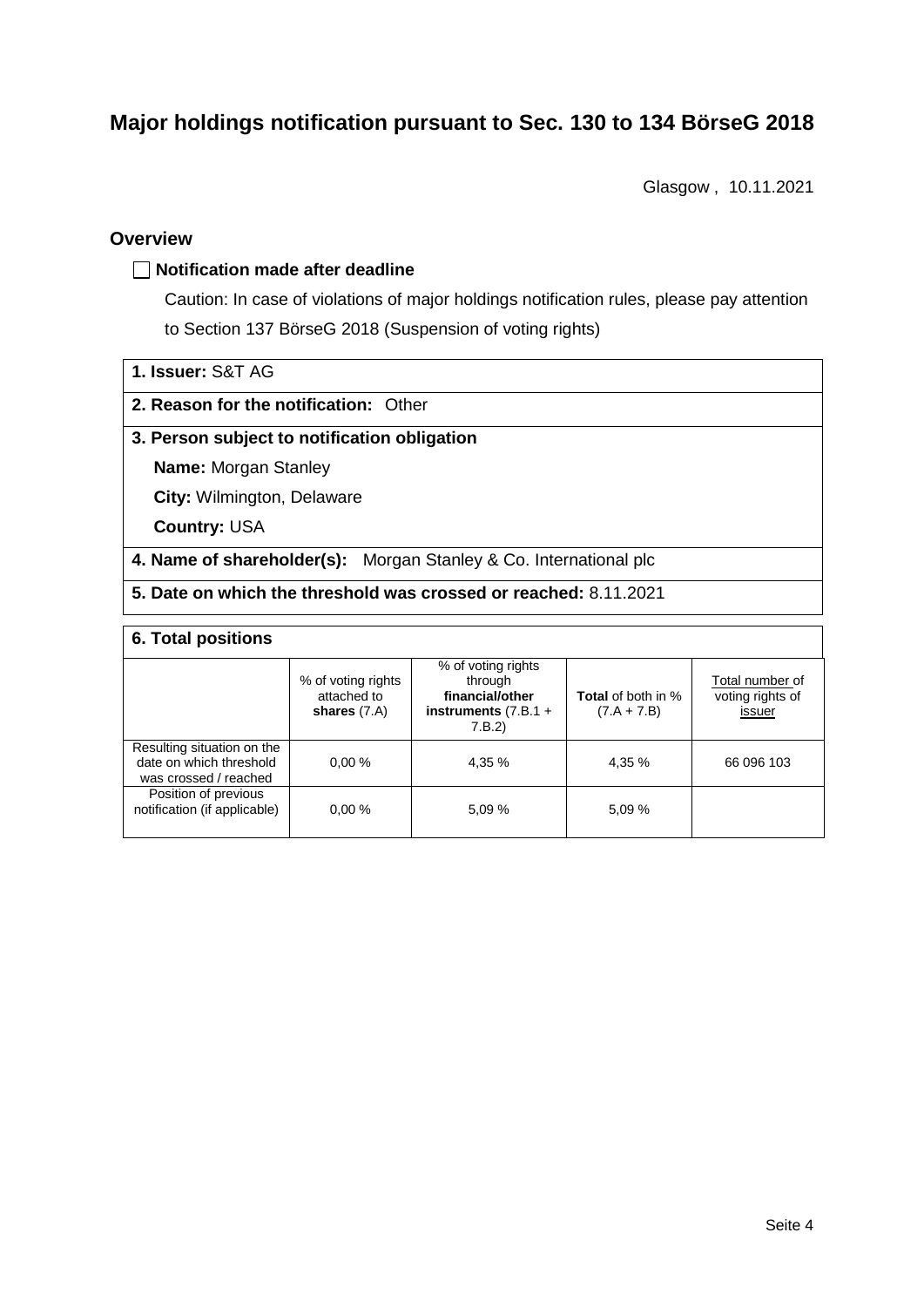# Major holdings notification pursuant to Sec. 130 to 134 BörseG 2018

Glasgow , 10.11.2021

## Overview

☐ **Notification made after deadline**

Caution: In case of violations of major holdings notification rules, please pay attention to Section 137 BörseG 2018 (Suspension of voting rights)

**1. Issuer:** S&T AG

**2. Reason for the notification:** Other

**3. Person subject to notification obligation**

**Name:** Morgan Stanley

**City:** Wilmington, Delaware

**Country:** USA

**4. Name of shareholder(s):** Morgan Stanley & Co. International plc

**5. Date on which the threshold was crossed or reached:** 8.11.2021

**6. Total positions**

| | % of voting rights attached to **shares** (7.A) | % of voting rights through **financial/other instruments** (7.B.1 + 7.B.2) | **Total** of both in % (7.A + 7.B) | Total number of voting rights of issuer |
|---|---|---|---|---|
| Resulting situation on the date on which threshold was crossed / reached | 0,00 % | 4,35 % | 4,35 % | 66 096 103 |
| Position of previous notification (if applicable) | 0,00 % | 5,09 % | 5,09 % | |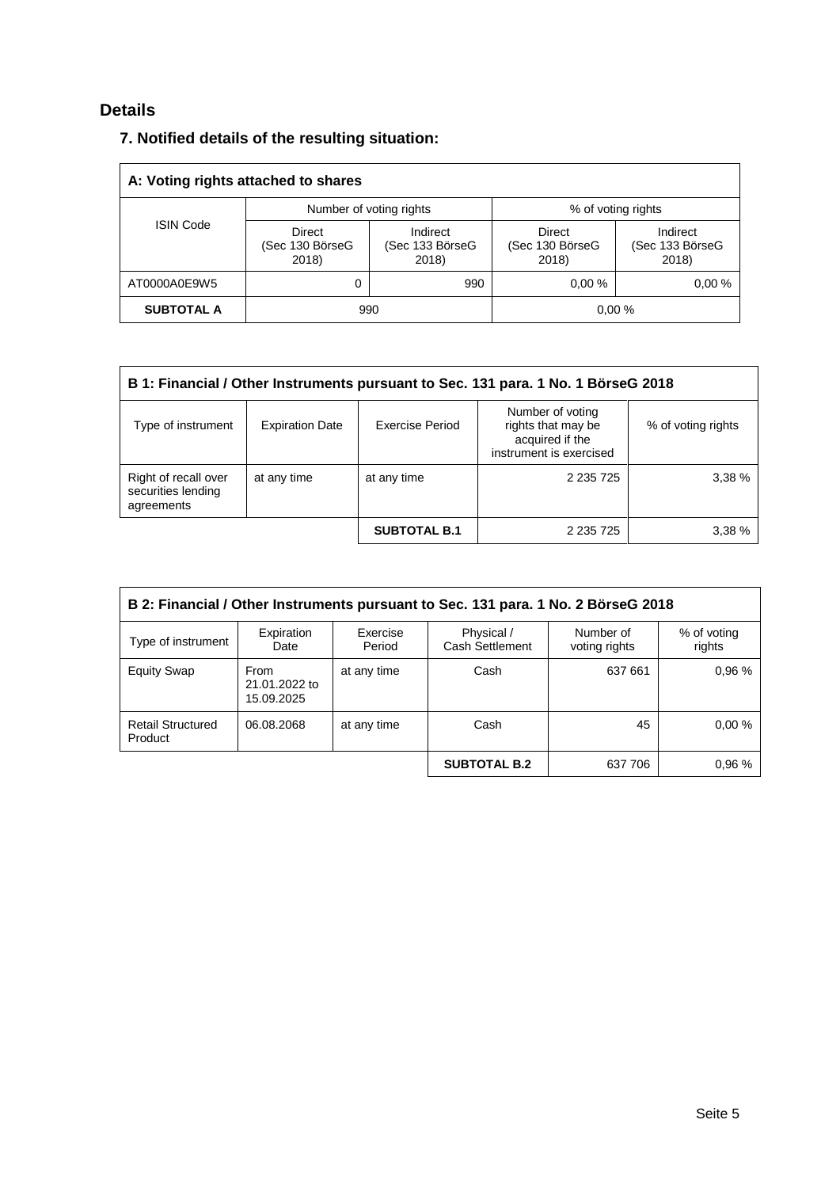## Details

### 7. Notified details of the resulting situation:

| A: Voting rights attached to shares | | | | |
|---|---|---|---|---|
| ISIN Code | Number of voting rights | | % of voting rights | |
| | Direct (Sec 130 BörseG 2018) | Indirect (Sec 133 BörseG 2018) | Direct (Sec 130 BörseG 2018) | Indirect (Sec 133 BörseG 2018) |
| AT0000A0E9W5 | 0 | 990 | 0,00 % | 0,00 % |
| **SUBTOTAL A** | 990 | | 0,00 % | |

| B 1: Financial / Other Instruments pursuant to Sec. 131 para. 1 No. 1 BörseG 2018 | | | | |
|---|---|---|---|---|
| Type of instrument | Expiration Date | Exercise Period | Number of voting rights that may be acquired if the instrument is exercised | % of voting rights |
| Right of recall over securities lending agreements | at any time | at any time | 2 235 725 | 3,38 % |
| | | **SUBTOTAL B.1** | 2 235 725 | 3,38 % |

| B 2: Financial / Other Instruments pursuant to Sec. 131 para. 1 No. 2 BörseG 2018 | | | | | |
|---|---|---|---|---|---|
| Type of instrument | Expiration Date | Exercise Period | Physical / Cash Settlement | Number of voting rights | % of voting rights |
| Equity Swap | From 21.01.2022 to 15.09.2025 | at any time | Cash | 637 661 | 0,96 % |
| Retail Structured Product | 06.08.2068 | at any time | Cash | 45 | 0,00 % |
| | | | **SUBTOTAL B.2** | 637 706 | 0,96 % |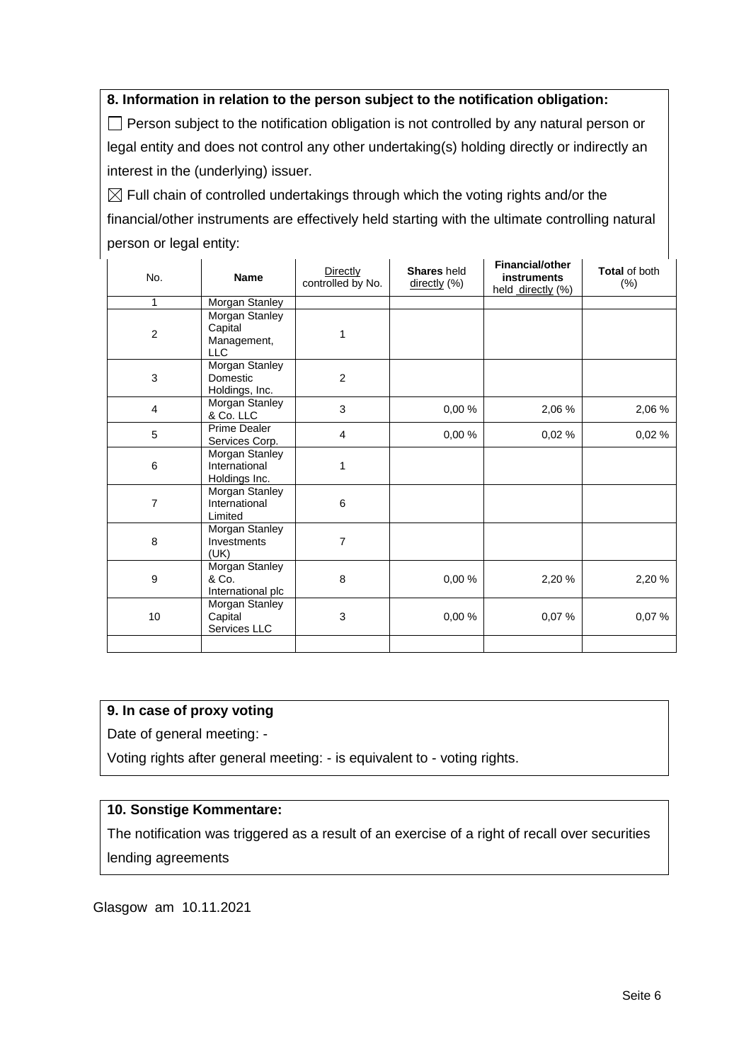**8. Information in relation to the person subject to the notification obligation:**

☐ Person subject to the notification obligation is not controlled by any natural person or legal entity and does not control any other undertaking(s) holding directly or indirectly an interest in the (underlying) issuer.

☒ Full chain of controlled undertakings through which the voting rights and/or the financial/other instruments are effectively held starting with the ultimate controlling natural person or legal entity:

| No. | Name | Directly controlled by No. | Shares held directly (%) | Financial/other instruments held directly (%) | Total of both (%) |
|---|---|---|---|---|---|
| 1 | Morgan Stanley | | | | |
| 2 | Morgan Stanley Capital Management, LLC | 1 | | | |
| 3 | Morgan Stanley Domestic Holdings, Inc. | 2 | | | |
| 4 | Morgan Stanley & Co. LLC | 3 | 0,00 % | 2,06 % | 2,06 % |
| 5 | Prime Dealer Services Corp. | 4 | 0,00 % | 0,02 % | 0,02 % |
| 6 | Morgan Stanley International Holdings Inc. | 1 | | | |
| 7 | Morgan Stanley International Limited | 6 | | | |
| 8 | Morgan Stanley Investments (UK) | 7 | | | |
| 9 | Morgan Stanley & Co. International plc | 8 | 0,00 % | 2,20 % | 2,20 % |
| 10 | Morgan Stanley Capital Services LLC | 3 | 0,00 % | 0,07 % | 0,07 % |
| | | | | | |

**9. In case of proxy voting**

Date of general meeting: -

Voting rights after general meeting: - is equivalent to - voting rights.

**10. Sonstige Kommentare:**

The notification was triggered as a result of an exercise of a right of recall over securities lending agreements

Glasgow am 10.11.2021